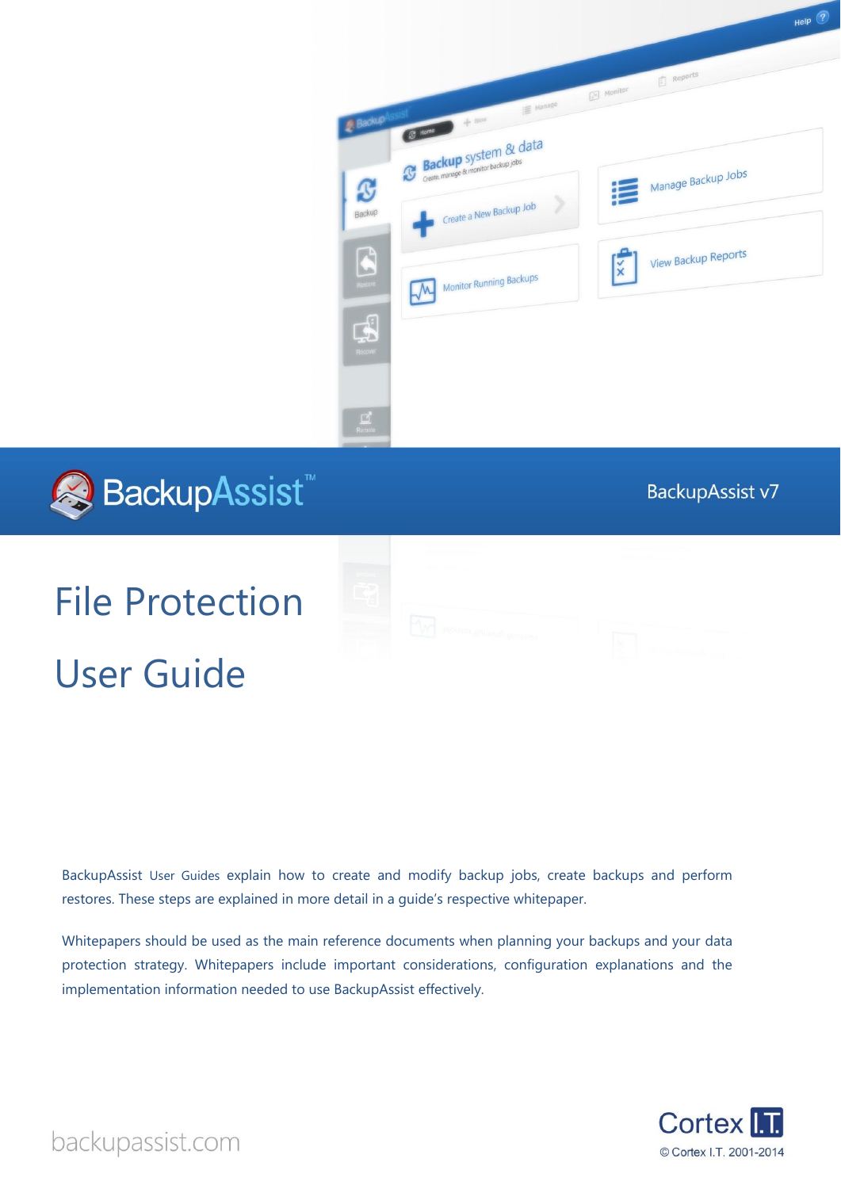BackupAssist™

BackupAssist v7

# File Protection

# User Guide

BackupAssist User Guides explain how to create and modify backup jobs, create backups and perform restores. These steps are explained in more detail in a guide's respective whitepaper.

Whitepapers should be used as the main reference documents when planning your backups and your data protection strategy. Whitepapers include important considerations, configuration explanations and the implementation information needed to use BackupAssist effectively.

backupassist.com

Cortex I.T.

© Cortex I.T. 2001-2014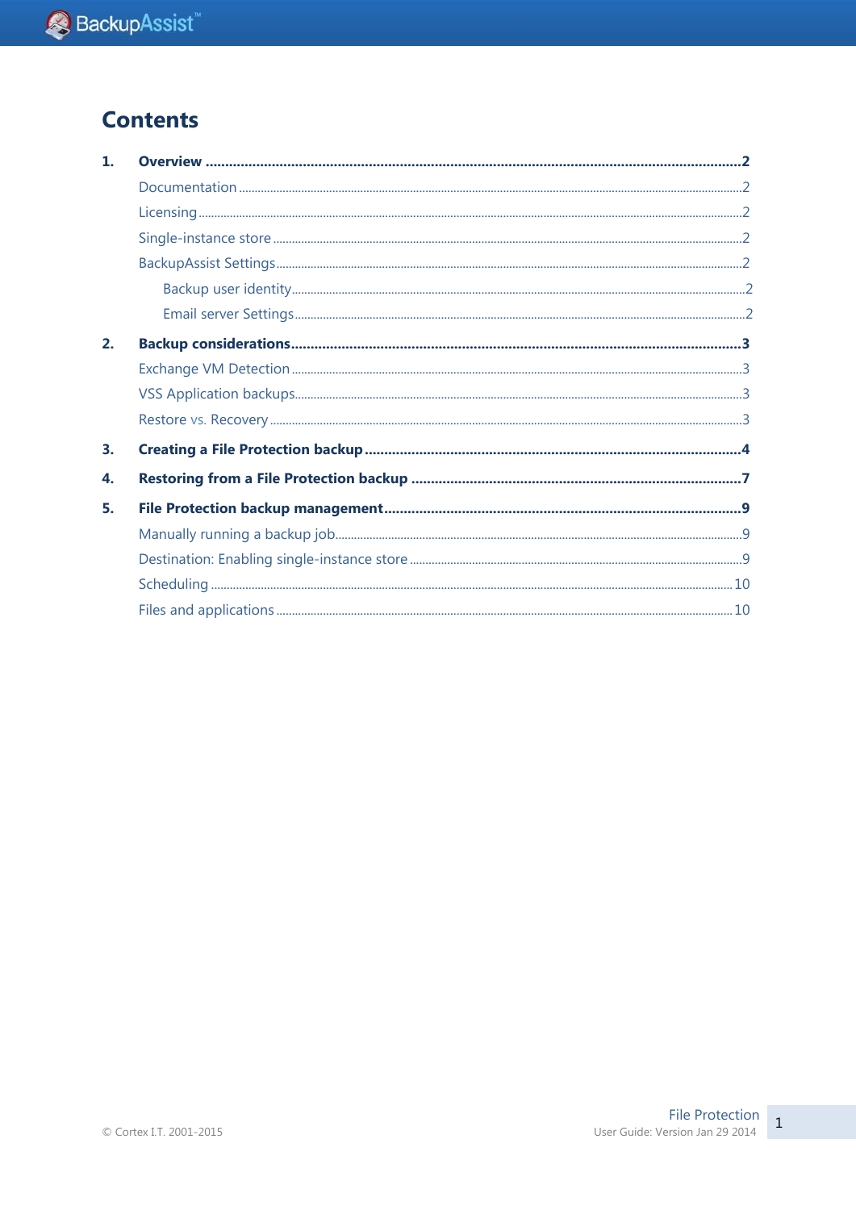# Contents

1. **Overview** .......... **2**
   - Documentation .......... 2
   - Licensing .......... 2
   - Single-instance store .......... 2
   - BackupAssist Settings .......... 2
     - Backup user identity .......... 2
     - Email server Settings .......... 2
2. **Backup considerations** .......... **3**
   - Exchange VM Detection .......... 3
   - VSS Application backups .......... 3
   - Restore vs. Recovery .......... 3
3. **Creating a File Protection backup** .......... **4**
4. **Restoring from a File Protection backup** .......... **7**
5. **File Protection backup management** .......... **9**
   - Manually running a backup job .......... 9
   - Destination: Enabling single-instance store .......... 9
   - Scheduling .......... 10
   - Files and applications .......... 10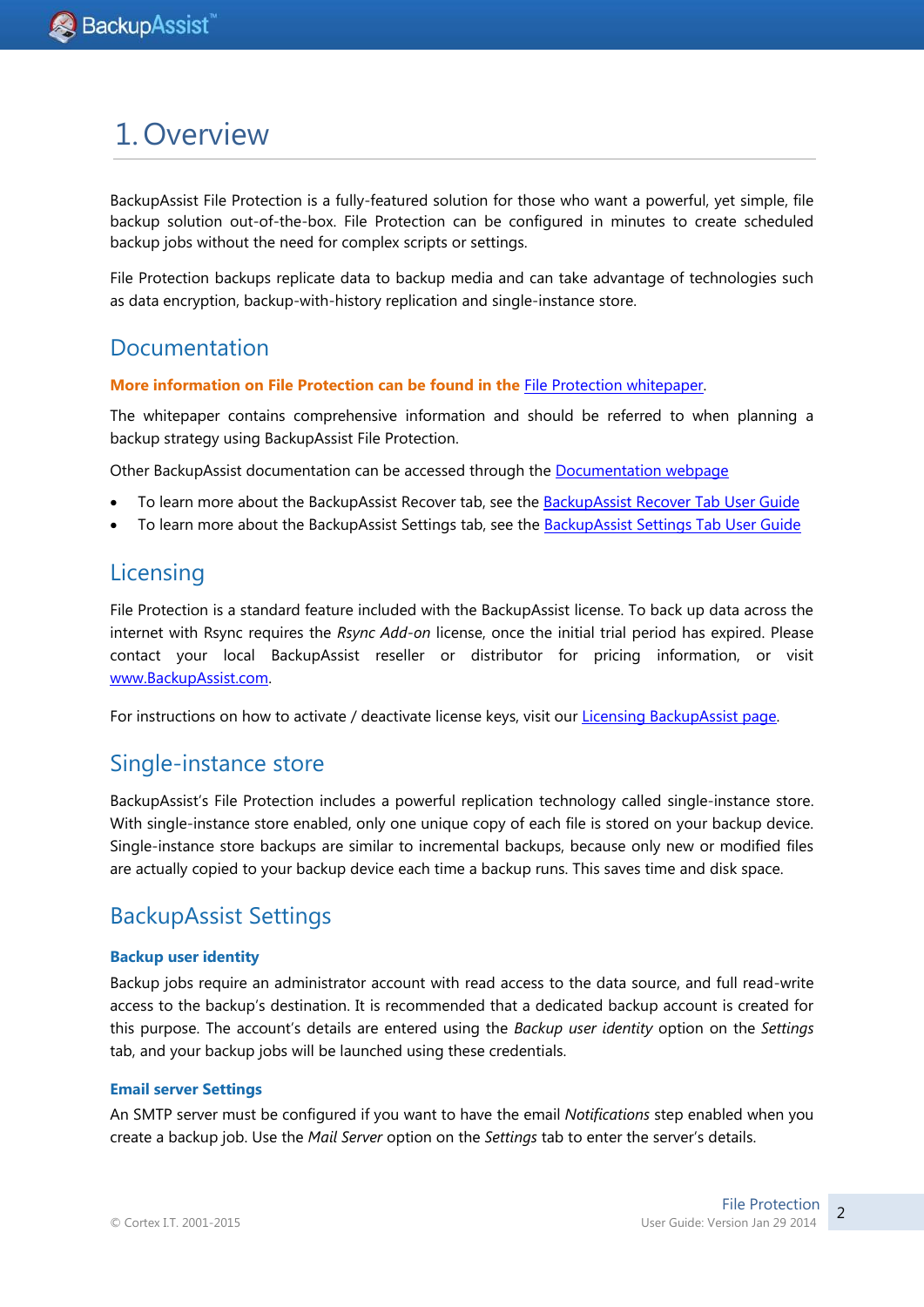# 1. Overview

BackupAssist File Protection is a fully-featured solution for those who want a powerful, yet simple, file backup solution out-of-the-box. File Protection can be configured in minutes to create scheduled backup jobs without the need for complex scripts or settings.

File Protection backups replicate data to backup media and can take advantage of technologies such as data encryption, backup-with-history replication and single-instance store.

## Documentation

**More information on File Protection can be found in the** [File Protection whitepaper](#).

The whitepaper contains comprehensive information and should be referred to when planning a backup strategy using BackupAssist File Protection.

Other BackupAssist documentation can be accessed through the [Documentation webpage](#)

- To learn more about the BackupAssist Recover tab, see the [BackupAssist Recover Tab User Guide](#)
- To learn more about the BackupAssist Settings tab, see the [BackupAssist Settings Tab User Guide](#)

## Licensing

File Protection is a standard feature included with the BackupAssist license. To back up data across the internet with Rsync requires the *Rsync Add-on* license, once the initial trial period has expired. Please contact your local BackupAssist reseller or distributor for pricing information, or visit [www.BackupAssist.com](#).

For instructions on how to activate / deactivate license keys, visit our [Licensing BackupAssist page](#).

## Single-instance store

BackupAssist's File Protection includes a powerful replication technology called single-instance store. With single-instance store enabled, only one unique copy of each file is stored on your backup device. Single-instance store backups are similar to incremental backups, because only new or modified files are actually copied to your backup device each time a backup runs. This saves time and disk space.

## BackupAssist Settings

### Backup user identity

Backup jobs require an administrator account with read access to the data source, and full read-write access to the backup's destination. It is recommended that a dedicated backup account is created for this purpose. The account's details are entered using the *Backup user identity* option on the *Settings* tab, and your backup jobs will be launched using these credentials.

### Email server Settings

An SMTP server must be configured if you want to have the email *Notifications* step enabled when you create a backup job. Use the *Mail Server* option on the *Settings* tab to enter the server's details.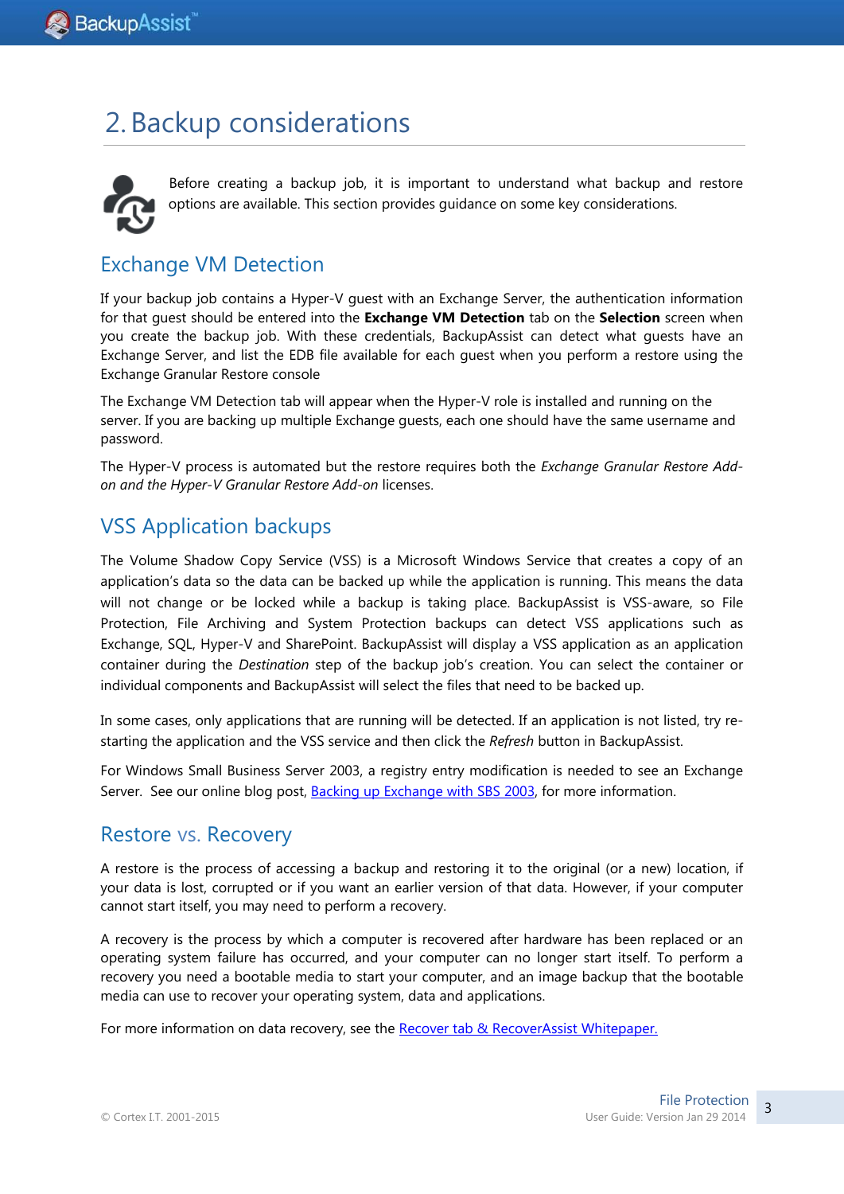# 2. Backup considerations

Before creating a backup job, it is important to understand what backup and restore options are available. This section provides guidance on some key considerations.

## Exchange VM Detection

If your backup job contains a Hyper-V guest with an Exchange Server, the authentication information for that guest should be entered into the **Exchange VM Detection** tab on the **Selection** screen when you create the backup job. With these credentials, BackupAssist can detect what guests have an Exchange Server, and list the EDB file available for each guest when you perform a restore using the Exchange Granular Restore console

The Exchange VM Detection tab will appear when the Hyper-V role is installed and running on the server. If you are backing up multiple Exchange guests, each one should have the same username and password.

The Hyper-V process is automated but the restore requires both the *Exchange Granular Restore Add-on and the Hyper-V Granular Restore Add-on* licenses.

## VSS Application backups

The Volume Shadow Copy Service (VSS) is a Microsoft Windows Service that creates a copy of an application's data so the data can be backed up while the application is running. This means the data will not change or be locked while a backup is taking place. BackupAssist is VSS-aware, so File Protection, File Archiving and System Protection backups can detect VSS applications such as Exchange, SQL, Hyper-V and SharePoint. BackupAssist will display a VSS application as an application container during the *Destination* step of the backup job's creation. You can select the container or individual components and BackupAssist will select the files that need to be backed up.

In some cases, only applications that are running will be detected. If an application is not listed, try re-starting the application and the VSS service and then click the *Refresh* button in BackupAssist.

For Windows Small Business Server 2003, a registry entry modification is needed to see an Exchange Server. See our online blog post, [Backing up Exchange with SBS 2003](), for more information.

## Restore vs. Recovery

A restore is the process of accessing a backup and restoring it to the original (or a new) location, if your data is lost, corrupted or if you want an earlier version of that data. However, if your computer cannot start itself, you may need to perform a recovery.

A recovery is the process by which a computer is recovered after hardware has been replaced or an operating system failure has occurred, and your computer can no longer start itself. To perform a recovery you need a bootable media to start your computer, and an image backup that the bootable media can use to recover your operating system, data and applications.

For more information on data recovery, see the [Recover tab & RecoverAssist Whitepaper.]()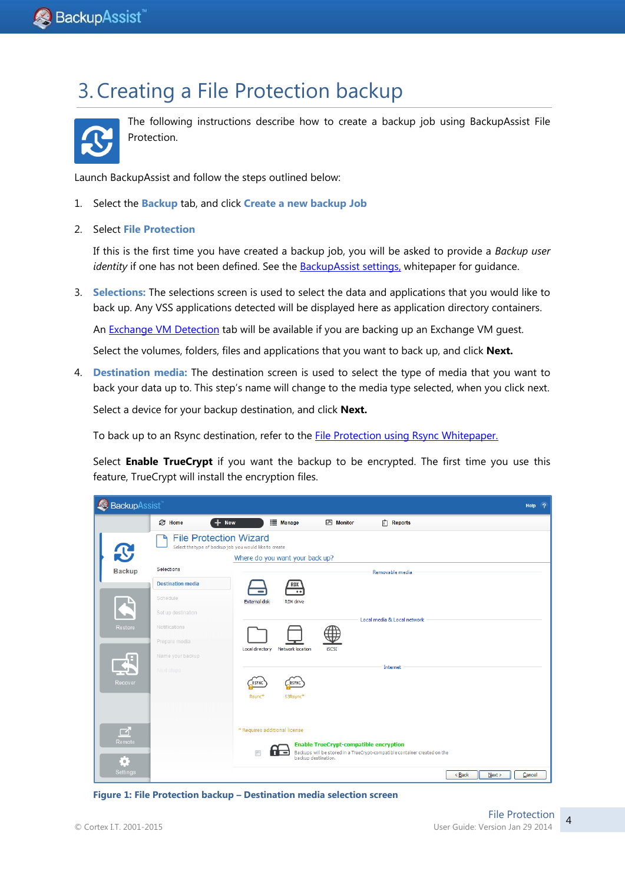# 3. Creating a File Protection backup

The following instructions describe how to create a backup job using BackupAssist File Protection.

Launch BackupAssist and follow the steps outlined below:

1. Select the **Backup** tab, and click **Create a new backup Job**

2. Select **File Protection**

   If this is the first time you have created a backup job, you will be asked to provide a *Backup user identity* if one has not been defined. See the BackupAssist settings, whitepaper for guidance.

3. **Selections:** The selections screen is used to select the data and applications that you would like to back up. Any VSS applications detected will be displayed here as application directory containers.

   An Exchange VM Detection tab will be available if you are backing up an Exchange VM guest.

   Select the volumes, folders, files and applications that you want to back up, and click **Next.**

4. **Destination media:** The destination screen is used to select the type of media that you want to back your data up to. This step's name will change to the media type selected, when you click next.

   Select a device for your backup destination, and click **Next.**

   To back up to an Rsync destination, refer to the File Protection using Rsync Whitepaper.

   Select **Enable TrueCrypt** if you want the backup to be encrypted. The first time you use this feature, TrueCrypt will install the encryption files.

**Figure 1: File Protection backup – Destination media selection screen**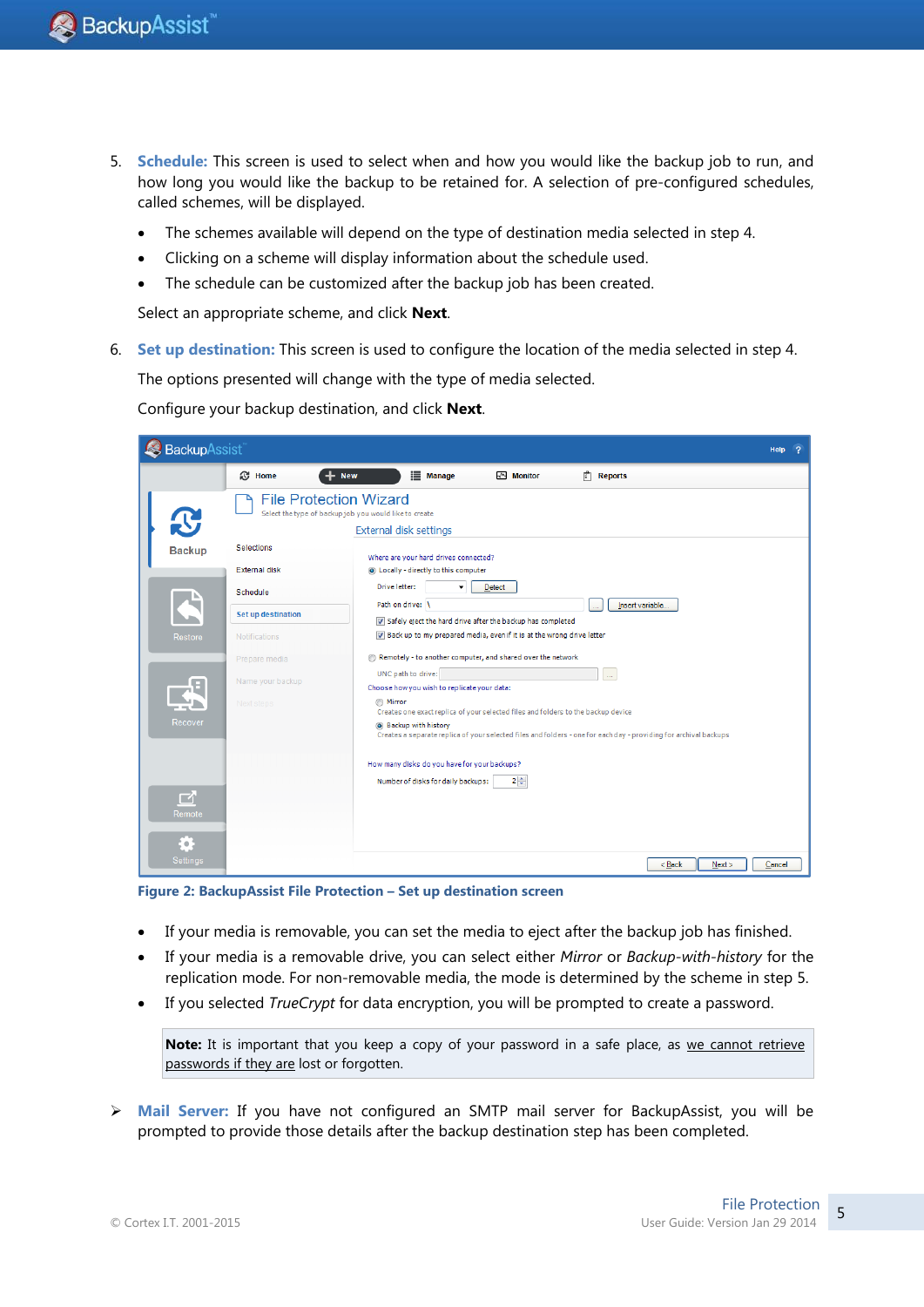5. **Schedule:** This screen is used to select when and how you would like the backup job to run, and how long you would like the backup to be retained for. A selection of pre-configured schedules, called schemes, will be displayed.

   - The schemes available will depend on the type of destination media selected in step 4.
   - Clicking on a scheme will display information about the schedule used.
   - The schedule can be customized after the backup job has been created.

   Select an appropriate scheme, and click **Next**.

6. **Set up destination:** This screen is used to configure the location of the media selected in step 4.

   The options presented will change with the type of media selected.

   Configure your backup destination, and click **Next**.

   **Figure 2: BackupAssist File Protection – Set up destination screen**

   - If your media is removable, you can set the media to eject after the backup job has finished.
   - If your media is a removable drive, you can select either *Mirror* or *Backup-with-history* for the replication mode. For non-removable media, the mode is determined by the scheme in step 5.
   - If you selected *TrueCrypt* for data encryption, you will be prompted to create a password.

   > **Note:** It is important that you keep a copy of your password in a safe place, as we cannot retrieve passwords if they are lost or forgotten.

- **Mail Server:** If you have not configured an SMTP mail server for BackupAssist, you will be prompted to provide those details after the backup destination step has been completed.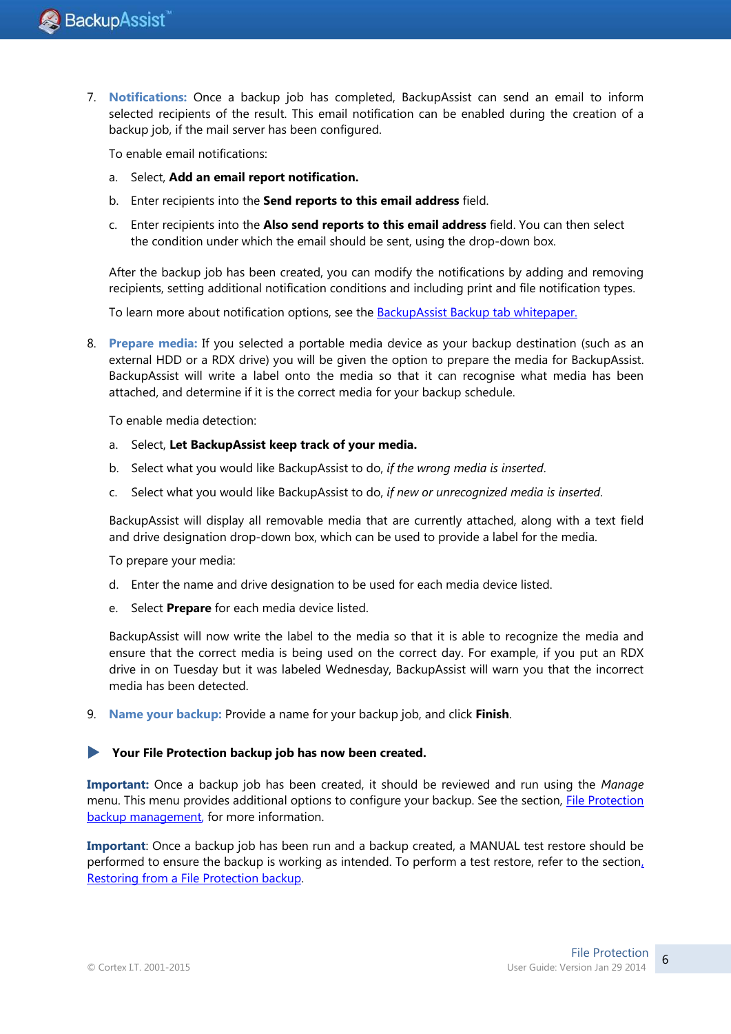7. **Notifications:** Once a backup job has completed, BackupAssist can send an email to inform selected recipients of the result. This email notification can be enabled during the creation of a backup job, if the mail server has been configured.

   To enable email notifications:

   a. Select, **Add an email report notification.**

   b. Enter recipients into the **Send reports to this email address** field.

   c. Enter recipients into the **Also send reports to this email address** field. You can then select the condition under which the email should be sent, using the drop-down box.

   After the backup job has been created, you can modify the notifications by adding and removing recipients, setting additional notification conditions and including print and file notification types.

   To learn more about notification options, see the BackupAssist Backup tab whitepaper.

8. **Prepare media:** If you selected a portable media device as your backup destination (such as an external HDD or a RDX drive) you will be given the option to prepare the media for BackupAssist. BackupAssist will write a label onto the media so that it can recognise what media has been attached, and determine if it is the correct media for your backup schedule.

   To enable media detection:

   a. Select, **Let BackupAssist keep track of your media.**

   b. Select what you would like BackupAssist to do, *if the wrong media is inserted*.

   c. Select what you would like BackupAssist to do, *if new or unrecognized media is inserted.*

   BackupAssist will display all removable media that are currently attached, along with a text field and drive designation drop-down box, which can be used to provide a label for the media.

   To prepare your media:

   d. Enter the name and drive designation to be used for each media device listed.

   e. Select **Prepare** for each media device listed.

   BackupAssist will now write the label to the media so that it is able to recognize the media and ensure that the correct media is being used on the correct day. For example, if you put an RDX drive in on Tuesday but it was labeled Wednesday, BackupAssist will warn you that the incorrect media has been detected.

9. **Name your backup:** Provide a name for your backup job, and click **Finish**.

▶ **Your File Protection backup job has now been created.**

**Important:** Once a backup job has been created, it should be reviewed and run using the *Manage* menu. This menu provides additional options to configure your backup. See the section, File Protection backup management, for more information.

**Important**: Once a backup job has been run and a backup created, a MANUAL test restore should be performed to ensure the backup is working as intended. To perform a test restore, refer to the section, Restoring from a File Protection backup.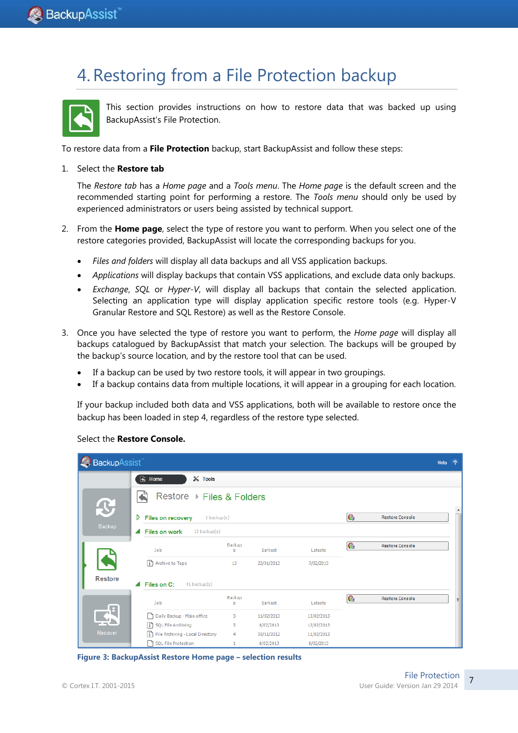# 4. Restoring from a File Protection backup

This section provides instructions on how to restore data that was backed up using BackupAssist's File Protection.

To restore data from a **File Protection** backup, start BackupAssist and follow these steps:

1. Select the **Restore tab**

   The *Restore tab* has a *Home page* and a *Tools menu*. The *Home page* is the default screen and the recommended starting point for performing a restore. The *Tools menu* should only be used by experienced administrators or users being assisted by technical support.

2. From the **Home page**, select the type of restore you want to perform. When you select one of the restore categories provided, BackupAssist will locate the corresponding backups for you.

   - *Files and folders* will display all data backups and all VSS application backups.
   - *Applications* will display backups that contain VSS applications, and exclude data only backups.
   - *Exchange*, *SQL* or *Hyper-V*, will display all backups that contain the selected application. Selecting an application type will display application specific restore tools (e.g. Hyper-V Granular Restore and SQL Restore) as well as the Restore Console.

3. Once you have selected the type of restore you want to perform, the *Home page* will display all backups catalogued by BackupAssist that match your selection. The backups will be grouped by the backup's source location, and by the restore tool that can be used.

   - If a backup can be used by two restore tools, it will appear in two groupings.
   - If a backup contains data from multiple locations, it will appear in a grouping for each location.

   If your backup included both data and VSS applications, both will be available to restore once the backup has been loaded in step 4, regardless of the restore type selected.

   Select the **Restore Console.**

Figure 3: BackupAssist Restore Home page – selection results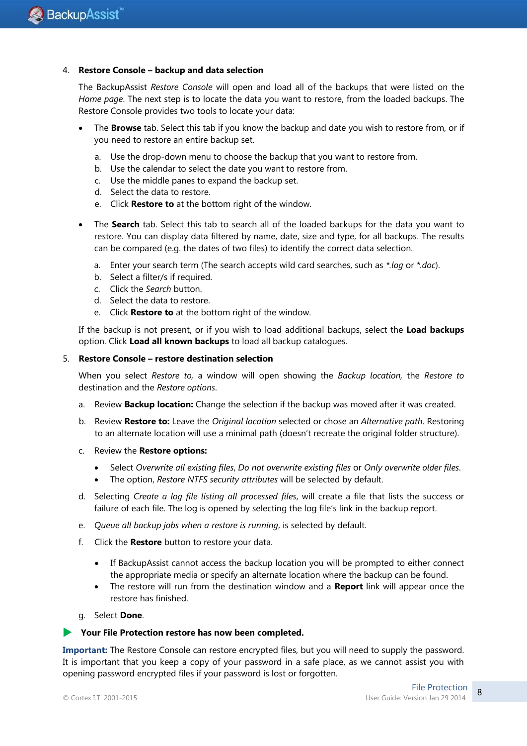4. **Restore Console – backup and data selection**

   The BackupAssist *Restore Console* will open and load all of the backups that were listed on the *Home page*. The next step is to locate the data you want to restore, from the loaded backups. The Restore Console provides two tools to locate your data:

   - The **Browse** tab. Select this tab if you know the backup and date you wish to restore from, or if you need to restore an entire backup set.

     a. Use the drop-down menu to choose the backup that you want to restore from.
     b. Use the calendar to select the date you want to restore from.
     c. Use the middle panes to expand the backup set.
     d. Select the data to restore.
     e. Click **Restore to** at the bottom right of the window.

   - The **Search** tab. Select this tab to search all of the loaded backups for the data you want to restore. You can display data filtered by name, date, size and type, for all backups. The results can be compared (e.g. the dates of two files) to identify the correct data selection.

     a. Enter your search term (The search accepts wild card searches, such as *\*.log* or *\*.doc*).
     b. Select a filter/s if required.
     c. Click the *Search* button.
     d. Select the data to restore.
     e. Click **Restore to** at the bottom right of the window.

   If the backup is not present, or if you wish to load additional backups, select the **Load backups** option. Click **Load all known backups** to load all backup catalogues.

5. **Restore Console – restore destination selection**

   When you select *Restore to,* a window will open showing the *Backup location,* the *Restore to* destination and the *Restore options*.

   a. Review **Backup location:** Change the selection if the backup was moved after it was created.

   b. Review **Restore to:** Leave the *Original location* selected or chose an *Alternative path*. Restoring to an alternate location will use a minimal path (doesn't recreate the original folder structure).

   c. Review the **Restore options:**

      - Select *Overwrite all existing files*, *Do not overwrite existing files* or *Only overwrite older files*.
      - The option, *Restore NTFS security attributes* will be selected by default.

   d. Selecting *Create a log file listing all processed files*, will create a file that lists the success or failure of each file. The log is opened by selecting the log file's link in the backup report.

   e. *Queue all backup jobs when a restore is running*, is selected by default.

   f. Click the **Restore** button to restore your data.

      - If BackupAssist cannot access the backup location you will be prompted to either connect the appropriate media or specify an alternate location where the backup can be found.
      - The restore will run from the destination window and a **Report** link will appear once the restore has finished.

   g. Select **Done**.

▶ **Your File Protection restore has now been completed.**

**Important:** The Restore Console can restore encrypted files, but you will need to supply the password. It is important that you keep a copy of your password in a safe place, as we cannot assist you with opening password encrypted files if your password is lost or forgotten.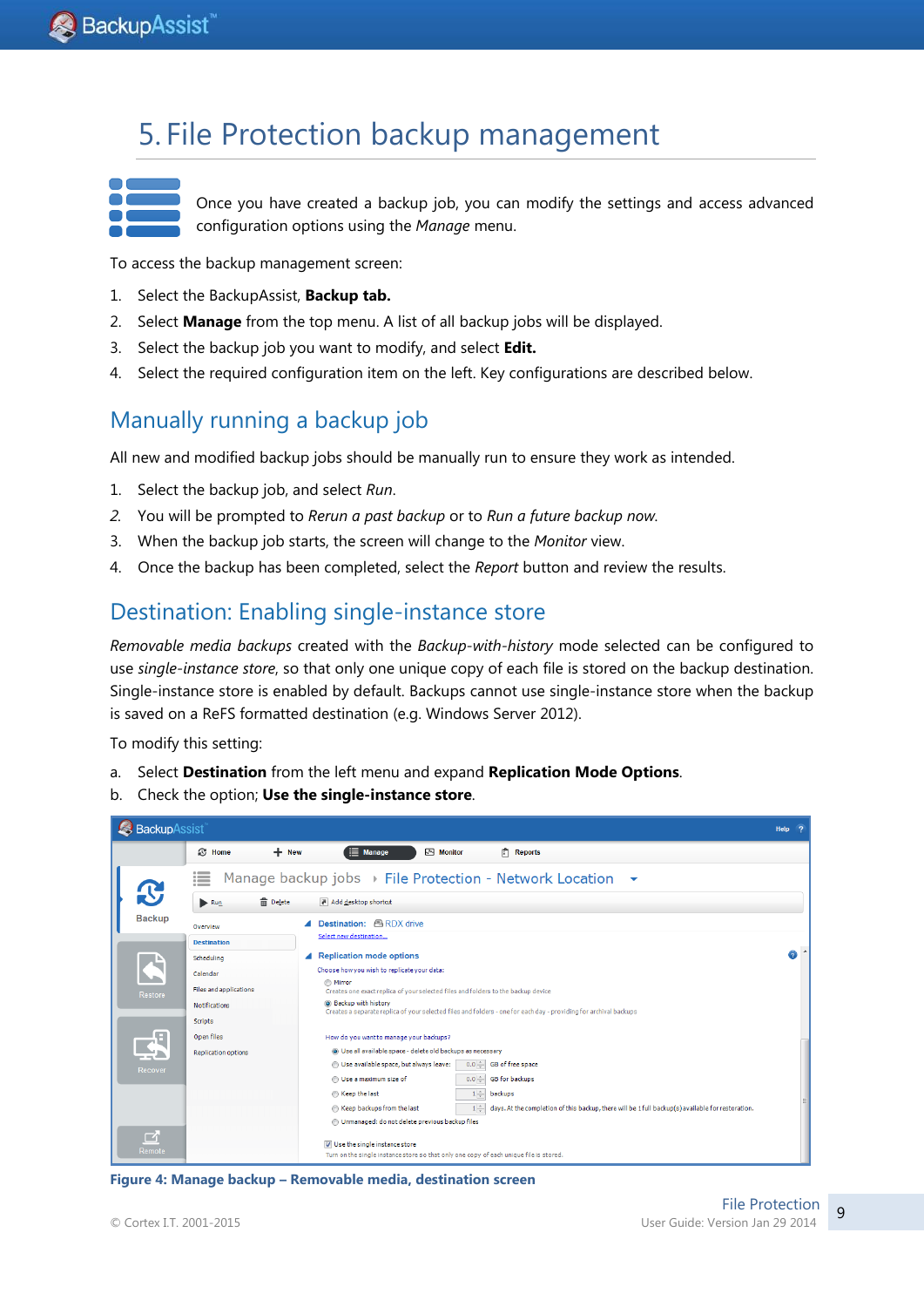# 5. File Protection backup management

Once you have created a backup job, you can modify the settings and access advanced configuration options using the *Manage* menu.

To access the backup management screen:

1. Select the BackupAssist, **Backup tab.**
2. Select **Manage** from the top menu. A list of all backup jobs will be displayed.
3. Select the backup job you want to modify, and select **Edit.**
4. Select the required configuration item on the left. Key configurations are described below.

## Manually running a backup job

All new and modified backup jobs should be manually run to ensure they work as intended.

1. Select the backup job, and select *Run*.
2. You will be prompted to *Rerun a past backup* or to *Run a future backup now.*
3. When the backup job starts, the screen will change to the *Monitor* view.
4. Once the backup has been completed, select the *Report* button and review the results.

## Destination: Enabling single-instance store

*Removable media backups* created with the *Backup-with-history* mode selected can be configured to use *single-instance store*, so that only one unique copy of each file is stored on the backup destination. Single-instance store is enabled by default. Backups cannot use single-instance store when the backup is saved on a ReFS formatted destination (e.g. Windows Server 2012).

To modify this setting:

a. Select **Destination** from the left menu and expand **Replication Mode Options**.
b. Check the option; **Use the single-instance store**.

**Figure 4: Manage backup – Removable media, destination screen**

© Cortex I.T. 2001-2015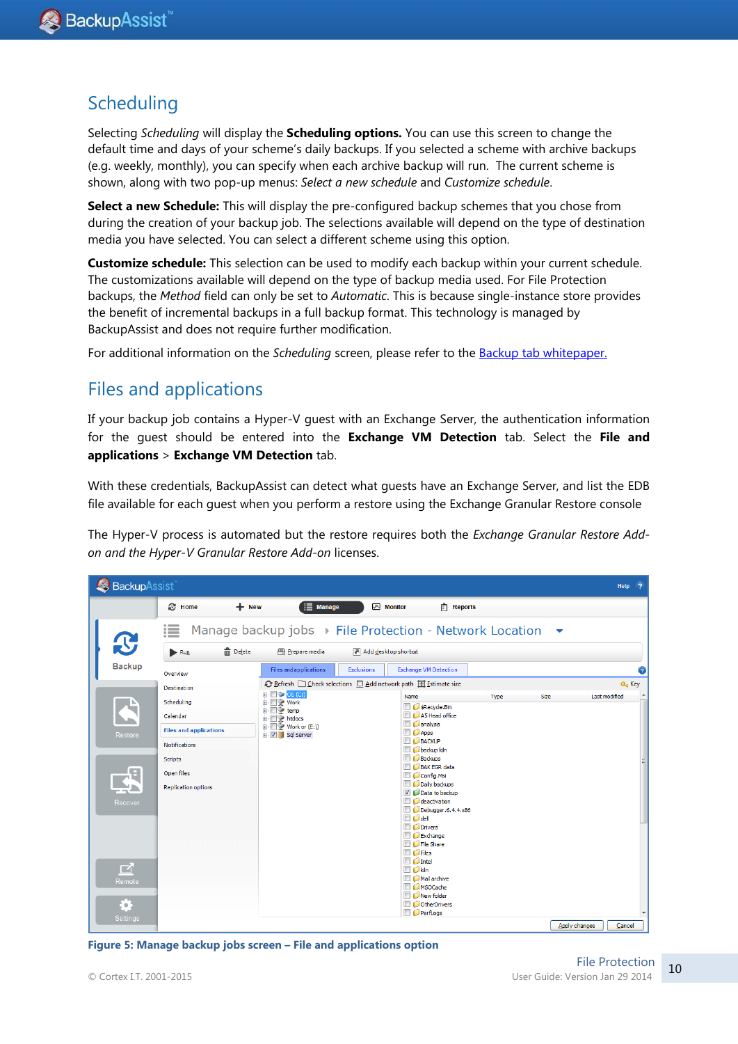## Scheduling

Selecting *Scheduling* will display the **Scheduling options.** You can use this screen to change the default time and days of your scheme's daily backups. If you selected a scheme with archive backups (e.g. weekly, monthly), you can specify when each archive backup will run. The current scheme is shown, along with two pop-up menus: *Select a new schedule* and *Customize schedule*.

**Select a new Schedule:** This will display the pre-configured backup schemes that you chose from during the creation of your backup job. The selections available will depend on the type of destination media you have selected. You can select a different scheme using this option.

**Customize schedule:** This selection can be used to modify each backup within your current schedule. The customizations available will depend on the type of backup media used. For File Protection backups, the *Method* field can only be set to *Automatic*. This is because single-instance store provides the benefit of incremental backups in a full backup format. This technology is managed by BackupAssist and does not require further modification.

For additional information on the *Scheduling* screen, please refer to the Backup tab whitepaper.

## Files and applications

If your backup job contains a Hyper-V guest with an Exchange Server, the authentication information for the guest should be entered into the **Exchange VM Detection** tab. Select the **File and applications** > **Exchange VM Detection** tab.

With these credentials, BackupAssist can detect what guests have an Exchange Server, and list the EDB file available for each guest when you perform a restore using the Exchange Granular Restore console

The Hyper-V process is automated but the restore requires both the *Exchange Granular Restore Add-on and the Hyper-V Granular Restore Add-on* licenses.

**Figure 5: Manage backup jobs screen – File and applications option**